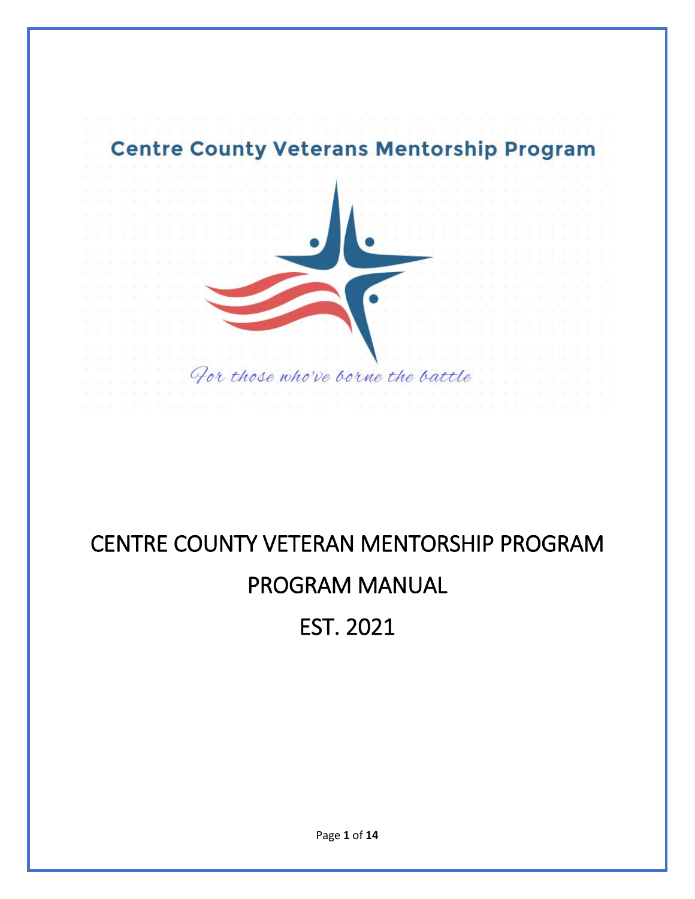Centre County Veterans Mentorship Program

*For those who've borne the battle*

# CENTRE COUNTY VETERAN MENTORSHIP PROGRAM

# PROGRAM MANUAL

# EST. 2021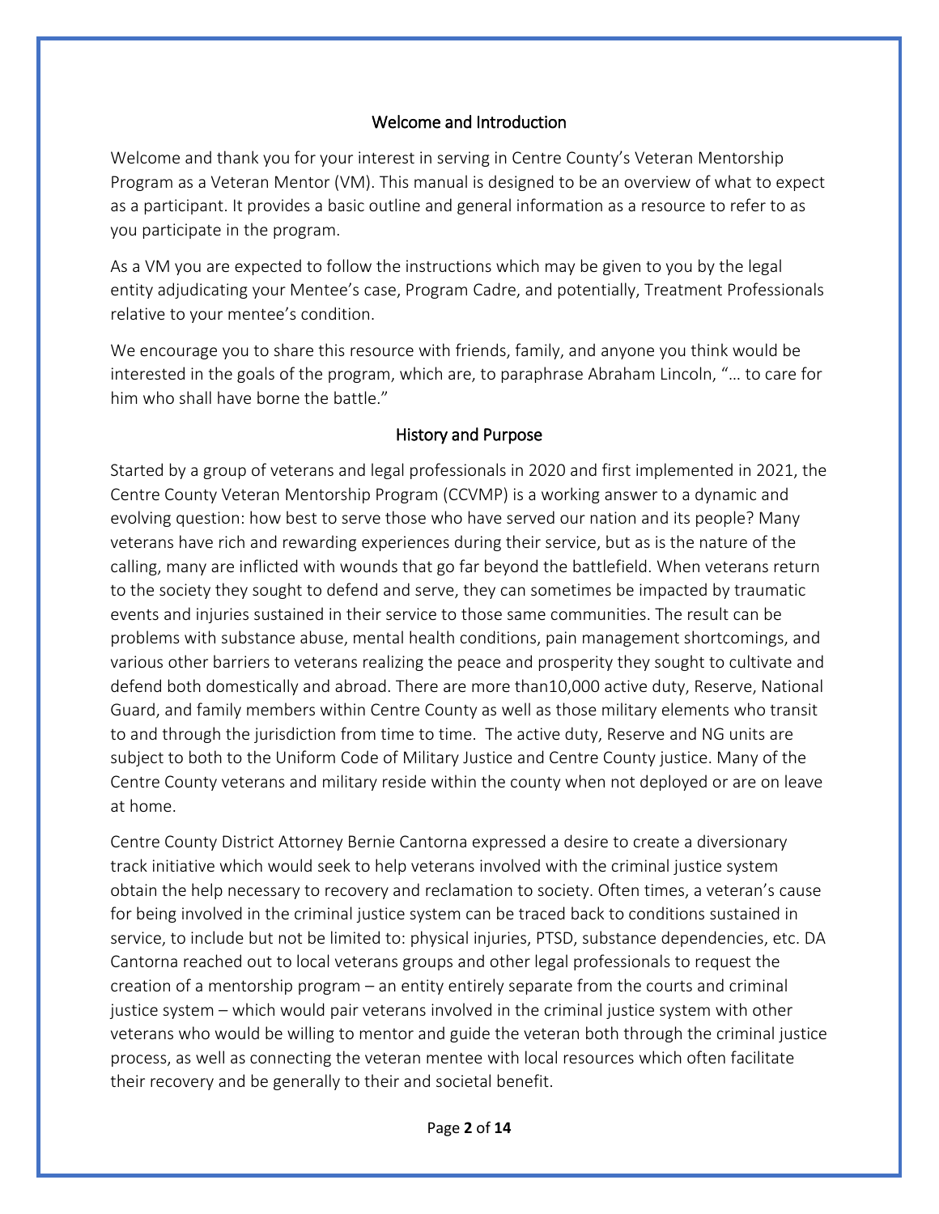## Welcome and Introduction

Welcome and thank you for your interest in serving in Centre County's Veteran Mentorship Program as a Veteran Mentor (VM). This manual is designed to be an overview of what to expect as a participant. It provides a basic outline and general information as a resource to refer to as you participate in the program.

As a VM you are expected to follow the instructions which may be given to you by the legal entity adjudicating your Mentee's case, Program Cadre, and potentially, Treatment Professionals relative to your mentee's condition.

We encourage you to share this resource with friends, family, and anyone you think would be interested in the goals of the program, which are, to paraphrase Abraham Lincoln, "… to care for him who shall have borne the battle."

## History and Purpose

Started by a group of veterans and legal professionals in 2020 and first implemented in 2021, the Centre County Veteran Mentorship Program (CCVMP) is a working answer to a dynamic and evolving question: how best to serve those who have served our nation and its people? Many veterans have rich and rewarding experiences during their service, but as is the nature of the calling, many are inflicted with wounds that go far beyond the battlefield. When veterans return to the society they sought to defend and serve, they can sometimes be impacted by traumatic events and injuries sustained in their service to those same communities. The result can be problems with substance abuse, mental health conditions, pain management shortcomings, and various other barriers to veterans realizing the peace and prosperity they sought to cultivate and defend both domestically and abroad. There are more than10,000 active duty, Reserve, National Guard, and family members within Centre County as well as those military elements who transit to and through the jurisdiction from time to time. The active duty, Reserve and NG units are subject to both to the Uniform Code of Military Justice and Centre County justice. Many of the Centre County veterans and military reside within the county when not deployed or are on leave at home.

Centre County District Attorney Bernie Cantorna expressed a desire to create a diversionary track initiative which would seek to help veterans involved with the criminal justice system obtain the help necessary to recovery and reclamation to society. Often times, a veteran's cause for being involved in the criminal justice system can be traced back to conditions sustained in service, to include but not be limited to: physical injuries, PTSD, substance dependencies, etc. DA Cantorna reached out to local veterans groups and other legal professionals to request the creation of a mentorship program – an entity entirely separate from the courts and criminal justice system – which would pair veterans involved in the criminal justice system with other veterans who would be willing to mentor and guide the veteran both through the criminal justice process, as well as connecting the veteran mentee with local resources which often facilitate their recovery and be generally to their and societal benefit.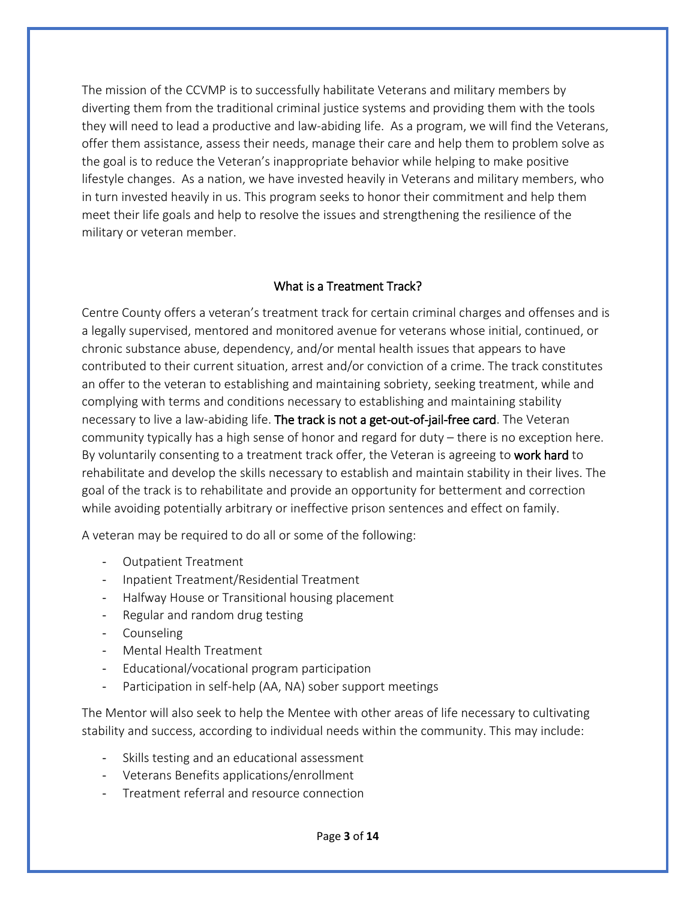The mission of the CCVMP is to successfully habilitate Veterans and military members by diverting them from the traditional criminal justice systems and providing them with the tools they will need to lead a productive and law-abiding life. As a program, we will find the Veterans, offer them assistance, assess their needs, manage their care and help them to problem solve as the goal is to reduce the Veteran's inappropriate behavior while helping to make positive lifestyle changes. As a nation, we have invested heavily in Veterans and military members, who in turn invested heavily in us. This program seeks to honor their commitment and help them meet their life goals and help to resolve the issues and strengthening the resilience of the military or veteran member.

## What is a Treatment Track?

Centre County offers a veteran's treatment track for certain criminal charges and offenses and is a legally supervised, mentored and monitored avenue for veterans whose initial, continued, or chronic substance abuse, dependency, and/or mental health issues that appears to have contributed to their current situation, arrest and/or conviction of a crime. The track constitutes an offer to the veteran to establishing and maintaining sobriety, seeking treatment, while and complying with terms and conditions necessary to establishing and maintaining stability necessary to live a law-abiding life. **The track is not a get-out-of-jail-free card**. The Veteran community typically has a high sense of honor and regard for duty – there is no exception here. By voluntarily consenting to a treatment track offer, the Veteran is agreeing to **work hard** to rehabilitate and develop the skills necessary to establish and maintain stability in their lives. The goal of the track is to rehabilitate and provide an opportunity for betterment and correction while avoiding potentially arbitrary or ineffective prison sentences and effect on family.

A veteran may be required to do all or some of the following:

- Outpatient Treatment
- Inpatient Treatment/Residential Treatment
- Halfway House or Transitional housing placement
- Regular and random drug testing
- Counseling
- Mental Health Treatment
- Educational/vocational program participation
- Participation in self-help (AA, NA) sober support meetings

The Mentor will also seek to help the Mentee with other areas of life necessary to cultivating stability and success, according to individual needs within the community. This may include:

- Skills testing and an educational assessment
- Veterans Benefits applications/enrollment
- Treatment referral and resource connection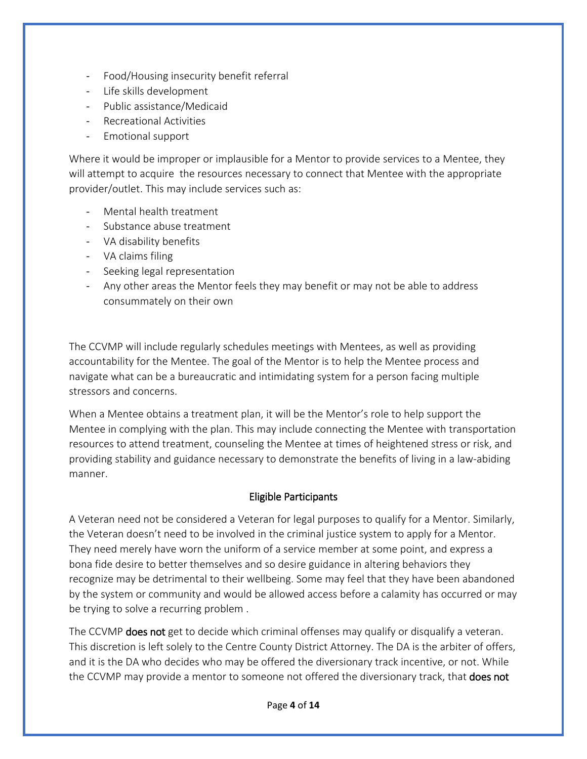- Food/Housing insecurity benefit referral
- Life skills development
- Public assistance/Medicaid
- Recreational Activities
- Emotional support

Where it would be improper or implausible for a Mentor to provide services to a Mentee, they will attempt to acquire the resources necessary to connect that Mentee with the appropriate provider/outlet. This may include services such as:

- Mental health treatment
- Substance abuse treatment
- VA disability benefits
- VA claims filing
- Seeking legal representation
- Any other areas the Mentor feels they may benefit or may not be able to address consummately on their own

The CCVMP will include regularly schedules meetings with Mentees, as well as providing accountability for the Mentee. The goal of the Mentor is to help the Mentee process and navigate what can be a bureaucratic and intimidating system for a person facing multiple stressors and concerns.

When a Mentee obtains a treatment plan, it will be the Mentor's role to help support the Mentee in complying with the plan. This may include connecting the Mentee with transportation resources to attend treatment, counseling the Mentee at times of heightened stress or risk, and providing stability and guidance necessary to demonstrate the benefits of living in a law-abiding manner.

## Eligible Participants

A Veteran need not be considered a Veteran for legal purposes to qualify for a Mentor. Similarly, the Veteran doesn't need to be involved in the criminal justice system to apply for a Mentor. They need merely have worn the uniform of a service member at some point, and express a bona fide desire to better themselves and so desire guidance in altering behaviors they recognize may be detrimental to their wellbeing. Some may feel that they have been abandoned by the system or community and would be allowed access before a calamity has occurred or may be trying to solve a recurring problem .

The CCVMP **does not** get to decide which criminal offenses may qualify or disqualify a veteran. This discretion is left solely to the Centre County District Attorney. The DA is the arbiter of offers, and it is the DA who decides who may be offered the diversionary track incentive, or not. While the CCVMP may provide a mentor to someone not offered the diversionary track, that **does not**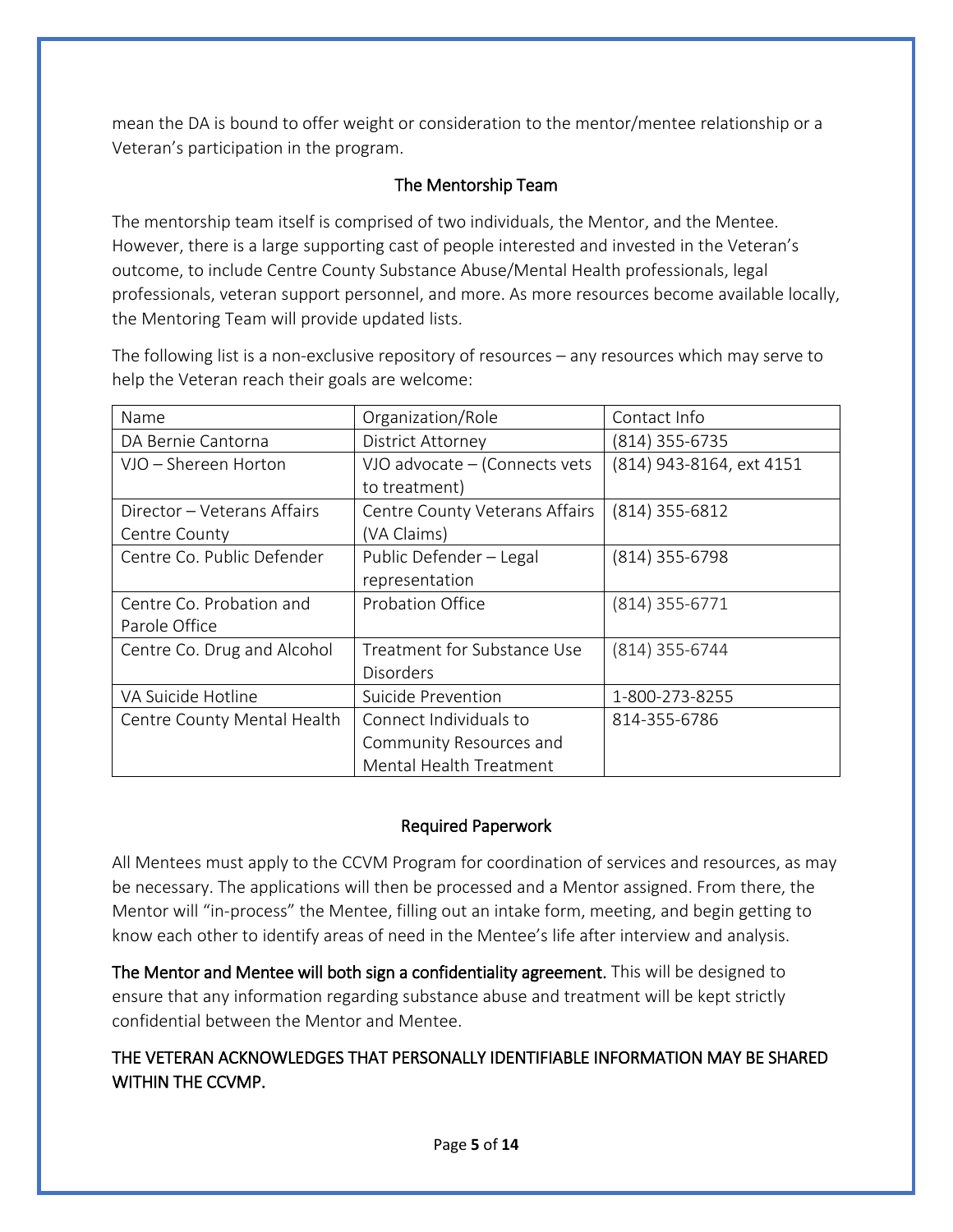mean the DA is bound to offer weight or consideration to the mentor/mentee relationship or a Veteran's participation in the program.

## The Mentorship Team

The mentorship team itself is comprised of two individuals, the Mentor, and the Mentee. However, there is a large supporting cast of people interested and invested in the Veteran's outcome, to include Centre County Substance Abuse/Mental Health professionals, legal professionals, veteran support personnel, and more. As more resources become available locally, the Mentoring Team will provide updated lists.

The following list is a non-exclusive repository of resources – any resources which may serve to help the Veteran reach their goals are welcome:

| Name | Organization/Role | Contact Info |
|---|---|---|
| DA Bernie Cantorna | District Attorney | (814) 355-6735 |
| VJO – Shereen Horton | VJO advocate – (Connects vets to treatment) | (814) 943-8164, ext 4151 |
| Director – Veterans Affairs Centre County | Centre County Veterans Affairs (VA Claims) | (814) 355-6812 |
| Centre Co. Public Defender | Public Defender – Legal representation | (814) 355-6798 |
| Centre Co. Probation and Parole Office | Probation Office | (814) 355-6771 |
| Centre Co. Drug and Alcohol | Treatment for Substance Use Disorders | (814) 355-6744 |
| VA Suicide Hotline | Suicide Prevention | 1-800-273-8255 |
| Centre County Mental Health | Connect Individuals to Community Resources and Mental Health Treatment | 814-355-6786 |

## Required Paperwork

All Mentees must apply to the CCVM Program for coordination of services and resources, as may be necessary. The applications will then be processed and a Mentor assigned. From there, the Mentor will "in-process" the Mentee, filling out an intake form, meeting, and begin getting to know each other to identify areas of need in the Mentee's life after interview and analysis.

**The Mentor and Mentee will both sign a confidentiality agreement.** This will be designed to ensure that any information regarding substance abuse and treatment will be kept strictly confidential between the Mentor and Mentee.

**THE VETERAN ACKNOWLEDGES THAT PERSONALLY IDENTIFIABLE INFORMATION MAY BE SHARED WITHIN THE CCVMP.**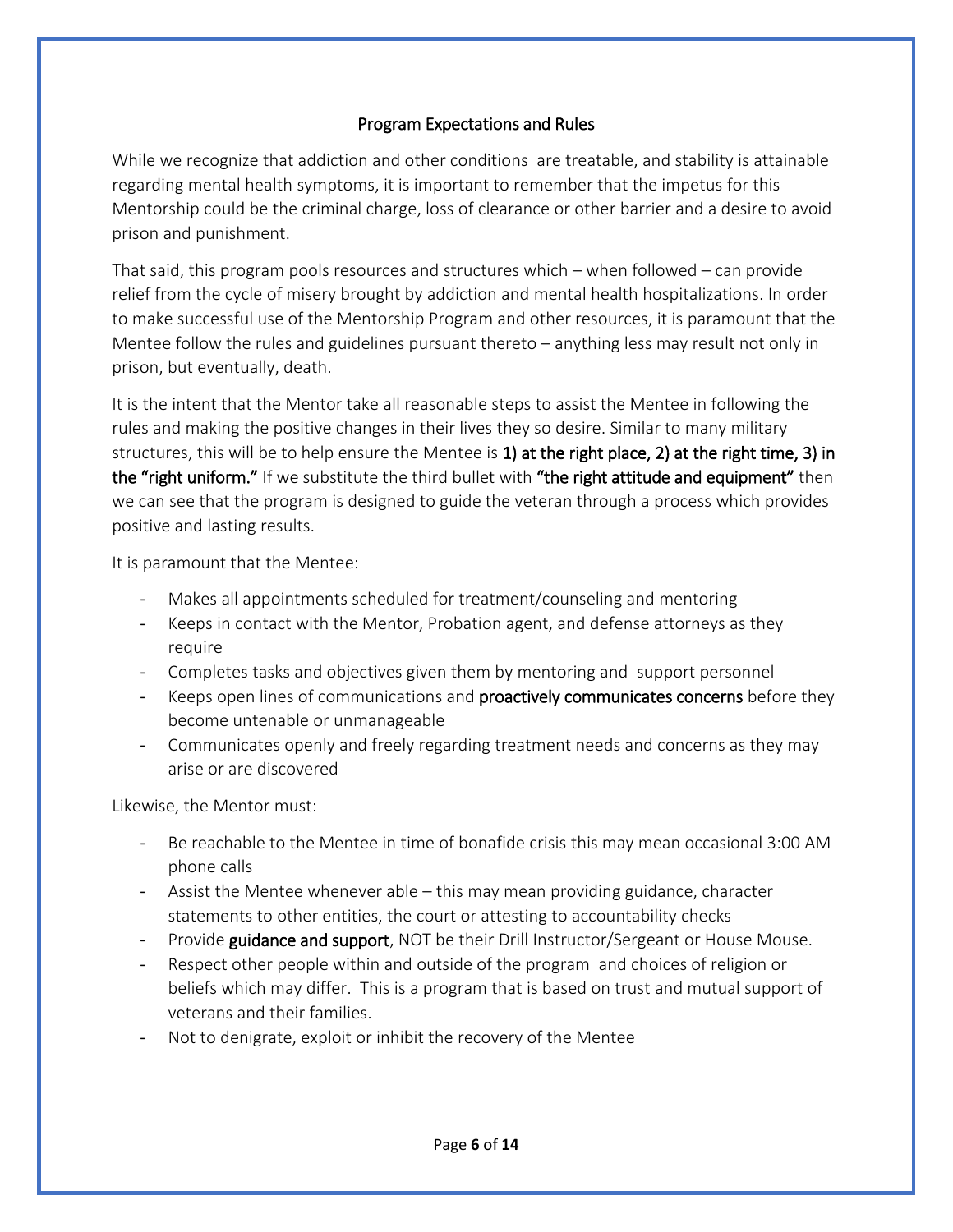## Program Expectations and Rules

While we recognize that addiction and other conditions are treatable, and stability is attainable regarding mental health symptoms, it is important to remember that the impetus for this Mentorship could be the criminal charge, loss of clearance or other barrier and a desire to avoid prison and punishment.

That said, this program pools resources and structures which – when followed – can provide relief from the cycle of misery brought by addiction and mental health hospitalizations. In order to make successful use of the Mentorship Program and other resources, it is paramount that the Mentee follow the rules and guidelines pursuant thereto – anything less may result not only in prison, but eventually, death.

It is the intent that the Mentor take all reasonable steps to assist the Mentee in following the rules and making the positive changes in their lives they so desire. Similar to many military structures, this will be to help ensure the Mentee is **1) at the right place, 2) at the right time, 3) in the "right uniform."** If we substitute the third bullet with **"the right attitude and equipment"** then we can see that the program is designed to guide the veteran through a process which provides positive and lasting results.

It is paramount that the Mentee:

- Makes all appointments scheduled for treatment/counseling and mentoring
- Keeps in contact with the Mentor, Probation agent, and defense attorneys as they require
- Completes tasks and objectives given them by mentoring and support personnel
- Keeps open lines of communications and **proactively communicates concerns** before they become untenable or unmanageable
- Communicates openly and freely regarding treatment needs and concerns as they may arise or are discovered

Likewise, the Mentor must:

- Be reachable to the Mentee in time of bonafide crisis this may mean occasional 3:00 AM phone calls
- Assist the Mentee whenever able – this may mean providing guidance, character statements to other entities, the court or attesting to accountability checks
- Provide **guidance and support**, NOT be their Drill Instructor/Sergeant or House Mouse.
- Respect other people within and outside of the program and choices of religion or beliefs which may differ. This is a program that is based on trust and mutual support of veterans and their families.
- Not to denigrate, exploit or inhibit the recovery of the Mentee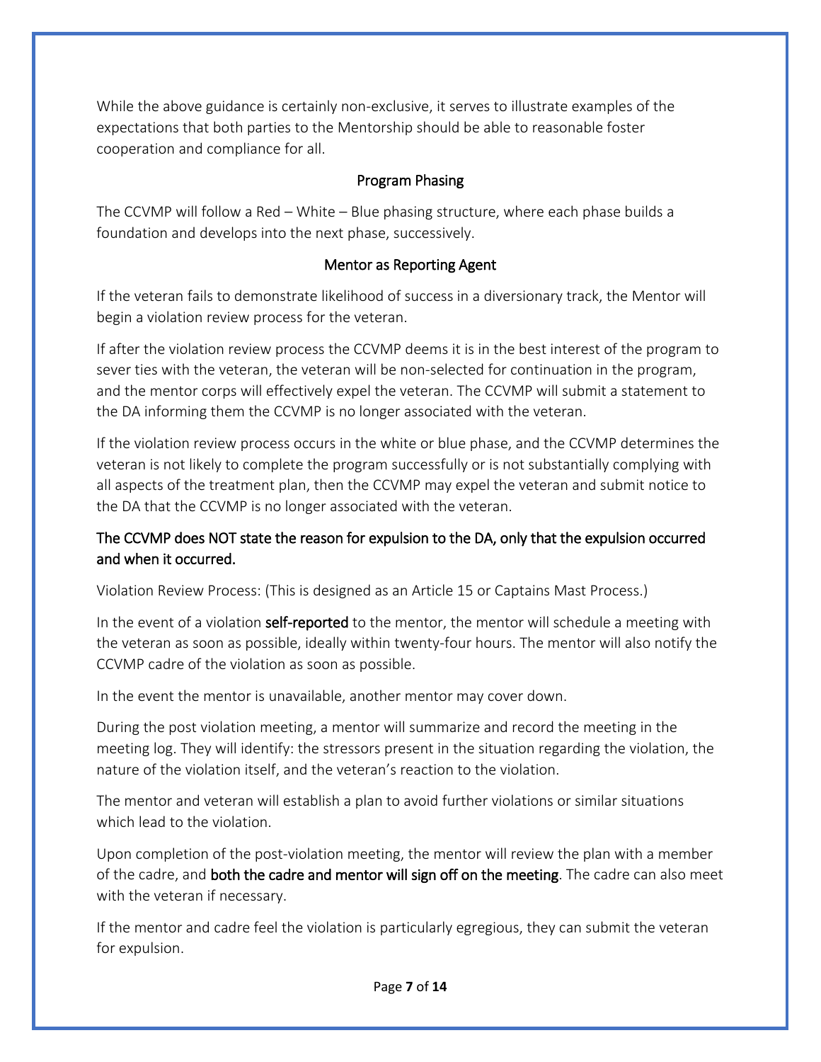While the above guidance is certainly non-exclusive, it serves to illustrate examples of the expectations that both parties to the Mentorship should be able to reasonable foster cooperation and compliance for all.

## Program Phasing

The CCVMP will follow a Red – White – Blue phasing structure, where each phase builds a foundation and develops into the next phase, successively.

## Mentor as Reporting Agent

If the veteran fails to demonstrate likelihood of success in a diversionary track, the Mentor will begin a violation review process for the veteran.

If after the violation review process the CCVMP deems it is in the best interest of the program to sever ties with the veteran, the veteran will be non-selected for continuation in the program, and the mentor corps will effectively expel the veteran. The CCVMP will submit a statement to the DA informing them the CCVMP is no longer associated with the veteran.

If the violation review process occurs in the white or blue phase, and the CCVMP determines the veteran is not likely to complete the program successfully or is not substantially complying with all aspects of the treatment plan, then the CCVMP may expel the veteran and submit notice to the DA that the CCVMP is no longer associated with the veteran.

**The CCVMP does NOT state the reason for expulsion to the DA, only that the expulsion occurred and when it occurred.**

Violation Review Process: (This is designed as an Article 15 or Captains Mast Process.)

In the event of a violation **self-reported** to the mentor, the mentor will schedule a meeting with the veteran as soon as possible, ideally within twenty-four hours. The mentor will also notify the CCVMP cadre of the violation as soon as possible.

In the event the mentor is unavailable, another mentor may cover down.

During the post violation meeting, a mentor will summarize and record the meeting in the meeting log. They will identify: the stressors present in the situation regarding the violation, the nature of the violation itself, and the veteran's reaction to the violation.

The mentor and veteran will establish a plan to avoid further violations or similar situations which lead to the violation.

Upon completion of the post-violation meeting, the mentor will review the plan with a member of the cadre, and **both the cadre and mentor will sign off on the meeting**. The cadre can also meet with the veteran if necessary.

If the mentor and cadre feel the violation is particularly egregious, they can submit the veteran for expulsion.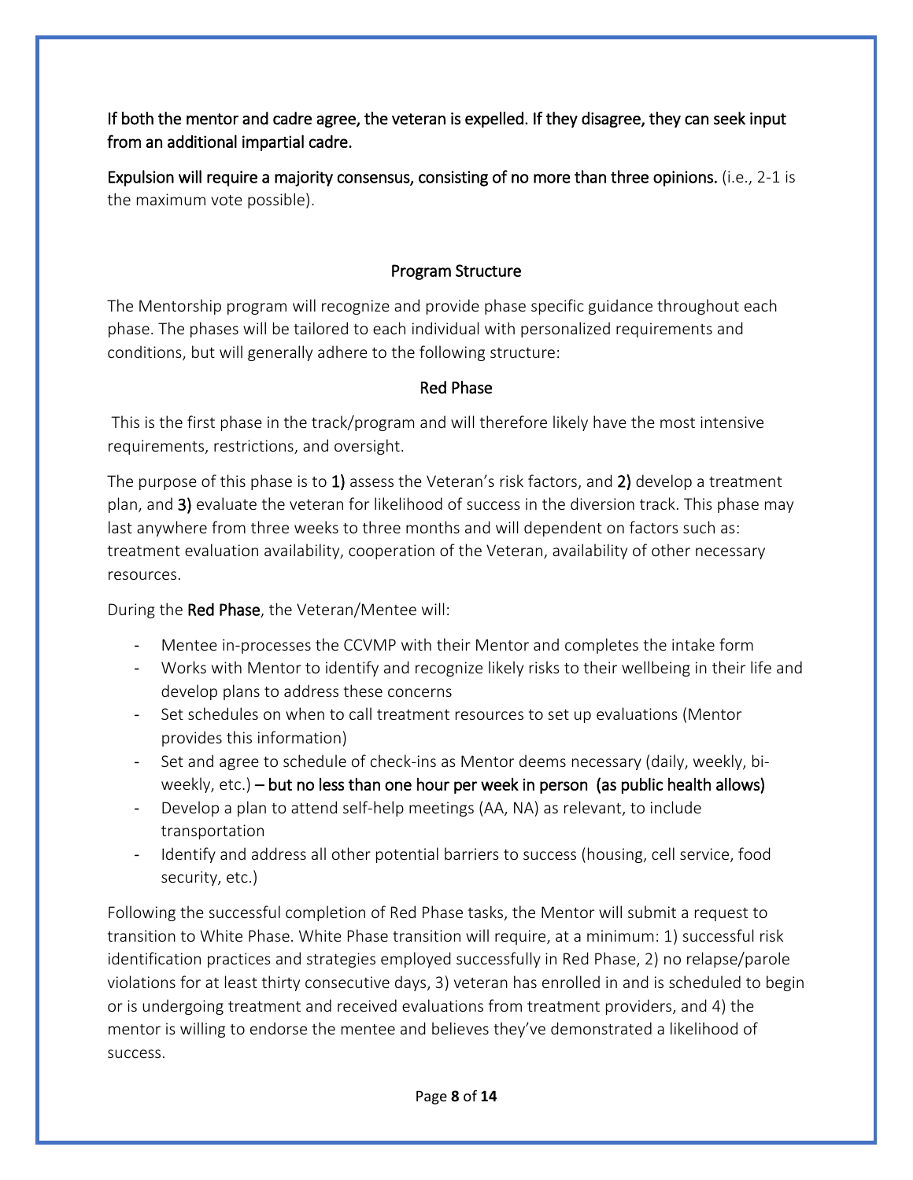**If both the mentor and cadre agree, the veteran is expelled. If they disagree, they can seek input from an additional impartial cadre.**

**Expulsion will require a majority consensus, consisting of no more than three opinions.** (i.e., 2-1 is the maximum vote possible).

## Program Structure

The Mentorship program will recognize and provide phase specific guidance throughout each phase. The phases will be tailored to each individual with personalized requirements and conditions, but will generally adhere to the following structure:

### Red Phase

This is the first phase in the track/program and will therefore likely have the most intensive requirements, restrictions, and oversight.

The purpose of this phase is to **1)** assess the Veteran's risk factors, and **2)** develop a treatment plan, and **3)** evaluate the veteran for likelihood of success in the diversion track. This phase may last anywhere from three weeks to three months and will dependent on factors such as: treatment evaluation availability, cooperation of the Veteran, availability of other necessary resources.

During the **Red Phase**, the Veteran/Mentee will:

- Mentee in-processes the CCVMP with their Mentor and completes the intake form
- Works with Mentor to identify and recognize likely risks to their wellbeing in their life and develop plans to address these concerns
- Set schedules on when to call treatment resources to set up evaluations (Mentor provides this information)
- Set and agree to schedule of check-ins as Mentor deems necessary (daily, weekly, bi-weekly, etc.) **– but no less than one hour per week in person (as public health allows)**
- Develop a plan to attend self-help meetings (AA, NA) as relevant, to include transportation
- Identify and address all other potential barriers to success (housing, cell service, food security, etc.)

Following the successful completion of Red Phase tasks, the Mentor will submit a request to transition to White Phase. White Phase transition will require, at a minimum: 1) successful risk identification practices and strategies employed successfully in Red Phase, 2) no relapse/parole violations for at least thirty consecutive days, 3) veteran has enrolled in and is scheduled to begin or is undergoing treatment and received evaluations from treatment providers, and 4) the mentor is willing to endorse the mentee and believes they've demonstrated a likelihood of success.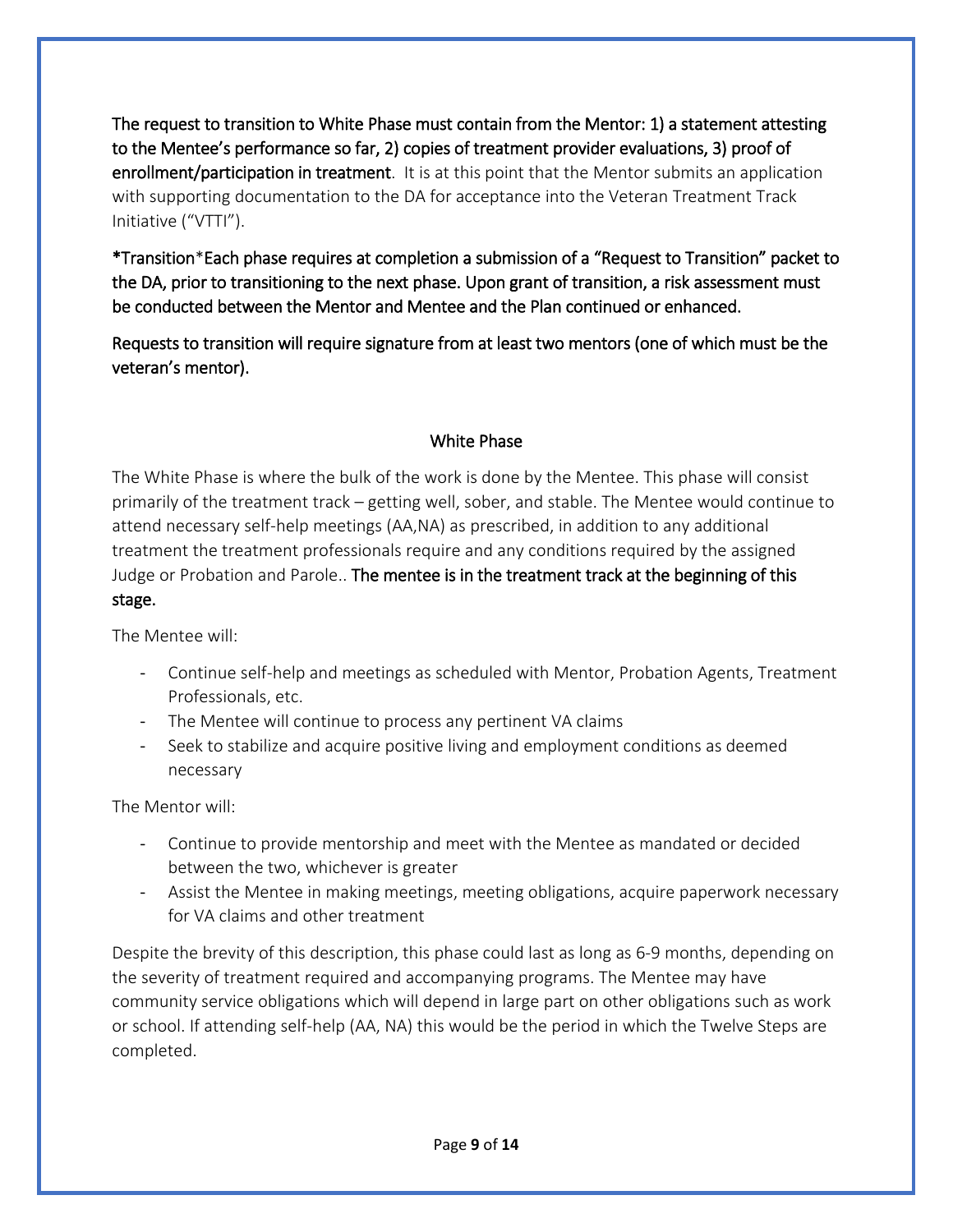**The request to transition to White Phase must contain from the Mentor: 1) a statement attesting to the Mentee's performance so far, 2) copies of treatment provider evaluations, 3) proof of enrollment/participation in treatment**. It is at this point that the Mentor submits an application with supporting documentation to the DA for acceptance into the Veteran Treatment Track Initiative ("VTTI").

**\*Transition\*Each phase requires at completion a submission of a "Request to Transition" packet to the DA, prior to transitioning to the next phase. Upon grant of transition, a risk assessment must be conducted between the Mentor and Mentee and the Plan continued or enhanced.**

**Requests to transition will require signature from at least two mentors (one of which must be the veteran's mentor).**

## White Phase

The White Phase is where the bulk of the work is done by the Mentee. This phase will consist primarily of the treatment track – getting well, sober, and stable. The Mentee would continue to attend necessary self-help meetings (AA,NA) as prescribed, in addition to any additional treatment the treatment professionals require and any conditions required by the assigned Judge or Probation and Parole.. **The mentee is in the treatment track at the beginning of this stage.**

The Mentee will:

- Continue self-help and meetings as scheduled with Mentor, Probation Agents, Treatment Professionals, etc.
- The Mentee will continue to process any pertinent VA claims
- Seek to stabilize and acquire positive living and employment conditions as deemed necessary

The Mentor will:

- Continue to provide mentorship and meet with the Mentee as mandated or decided between the two, whichever is greater
- Assist the Mentee in making meetings, meeting obligations, acquire paperwork necessary for VA claims and other treatment

Despite the brevity of this description, this phase could last as long as 6-9 months, depending on the severity of treatment required and accompanying programs. The Mentee may have community service obligations which will depend in large part on other obligations such as work or school. If attending self-help (AA, NA) this would be the period in which the Twelve Steps are completed.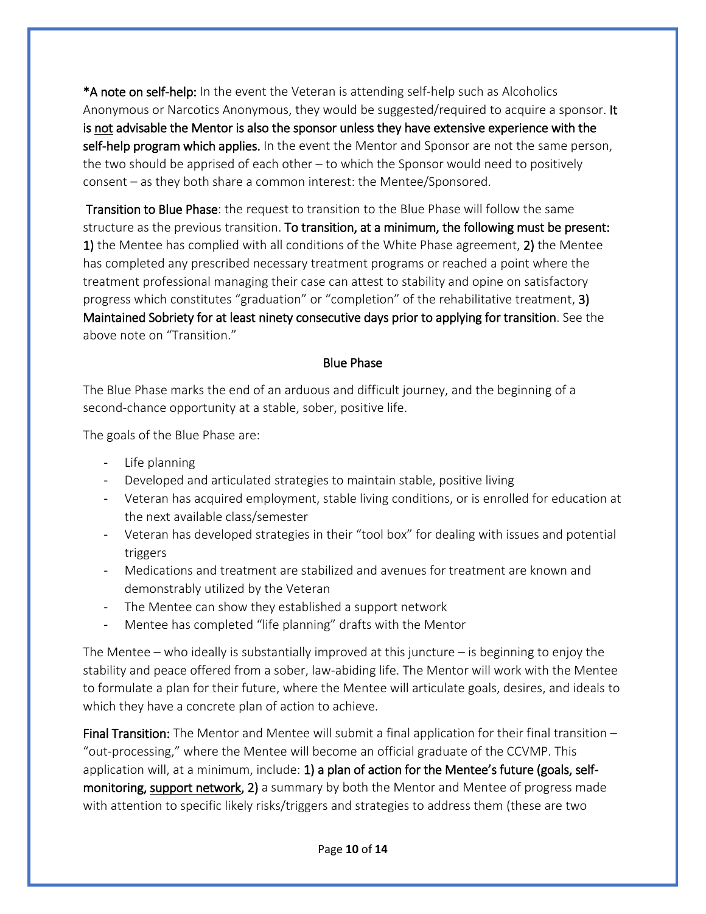**\*A note on self-help:** In the event the Veteran is attending self-help such as Alcoholics Anonymous or Narcotics Anonymous, they would be suggested/required to acquire a sponsor. **It is <u>not</u> advisable the Mentor is also the sponsor unless they have extensive experience with the self-help program which applies.** In the event the Mentor and Sponsor are not the same person, the two should be apprised of each other – to which the Sponsor would need to positively consent – as they both share a common interest: the Mentee/Sponsored.

**Transition to Blue Phase**: the request to transition to the Blue Phase will follow the same structure as the previous transition. **To transition, at a minimum, the following must be present: 1)** the Mentee has complied with all conditions of the White Phase agreement, **2)** the Mentee has completed any prescribed necessary treatment programs or reached a point where the treatment professional managing their case can attest to stability and opine on satisfactory progress which constitutes "graduation" or "completion" of the rehabilitative treatment, **3) Maintained Sobriety for at least ninety consecutive days prior to applying for transition**. See the above note on "Transition."

## Blue Phase

The Blue Phase marks the end of an arduous and difficult journey, and the beginning of a second-chance opportunity at a stable, sober, positive life.

The goals of the Blue Phase are:

- Life planning
- Developed and articulated strategies to maintain stable, positive living
- Veteran has acquired employment, stable living conditions, or is enrolled for education at the next available class/semester
- Veteran has developed strategies in their "tool box" for dealing with issues and potential triggers
- Medications and treatment are stabilized and avenues for treatment are known and demonstrably utilized by the Veteran
- The Mentee can show they established a support network
- Mentee has completed "life planning" drafts with the Mentor

The Mentee – who ideally is substantially improved at this juncture – is beginning to enjoy the stability and peace offered from a sober, law-abiding life. The Mentor will work with the Mentee to formulate a plan for their future, where the Mentee will articulate goals, desires, and ideals to which they have a concrete plan of action to achieve.

**Final Transition:** The Mentor and Mentee will submit a final application for their final transition – "out-processing," where the Mentee will become an official graduate of the CCVMP. This application will, at a minimum, include: **1) a plan of action for the Mentee's future (goals, self-monitoring, <u>support network</u>, 2)** a summary by both the Mentor and Mentee of progress made with attention to specific likely risks/triggers and strategies to address them (these are two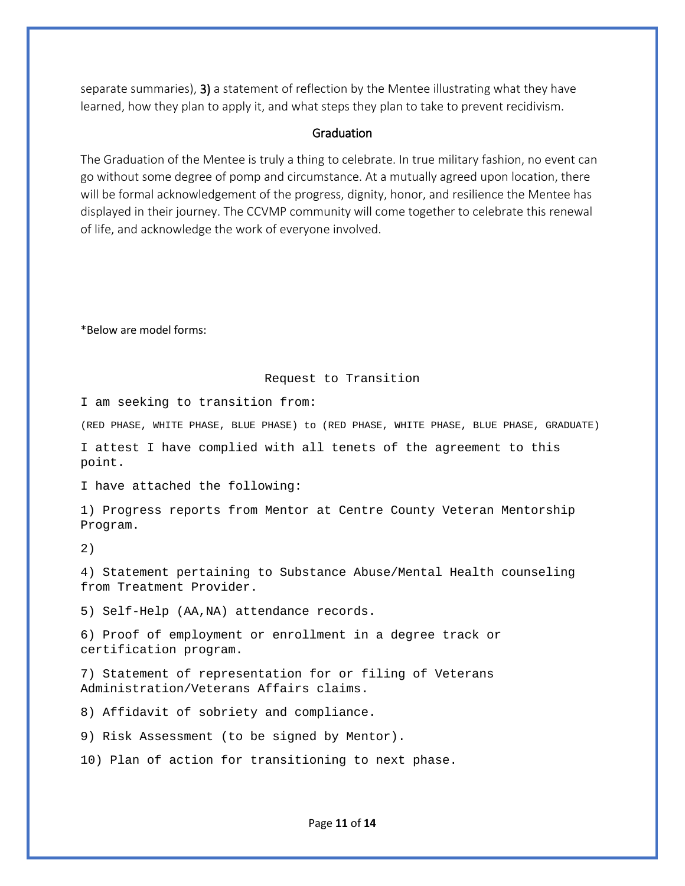separate summaries), **3)** a statement of reflection by the Mentee illustrating what they have learned, how they plan to apply it, and what steps they plan to take to prevent recidivism.

## Graduation

The Graduation of the Mentee is truly a thing to celebrate. In true military fashion, no event can go without some degree of pomp and circumstance. At a mutually agreed upon location, there will be formal acknowledgement of the progress, dignity, honor, and resilience the Mentee has displayed in their journey. The CCVMP community will come together to celebrate this renewal of life, and acknowledge the work of everyone involved.

*Below are model forms:

### Request to Transition

I am seeking to transition from:

(RED PHASE, WHITE PHASE, BLUE PHASE) to (RED PHASE, WHITE PHASE, BLUE PHASE, GRADUATE)

I attest I have complied with all tenets of the agreement to this point.

I have attached the following:

1) Progress reports from Mentor at Centre County Veteran Mentorship Program.

2)

4) Statement pertaining to Substance Abuse/Mental Health counseling from Treatment Provider.

5) Self-Help (AA,NA) attendance records.

6) Proof of employment or enrollment in a degree track or certification program.

7) Statement of representation for or filing of Veterans Administration/Veterans Affairs claims.

8) Affidavit of sobriety and compliance.

9) Risk Assessment (to be signed by Mentor).

10) Plan of action for transitioning to next phase.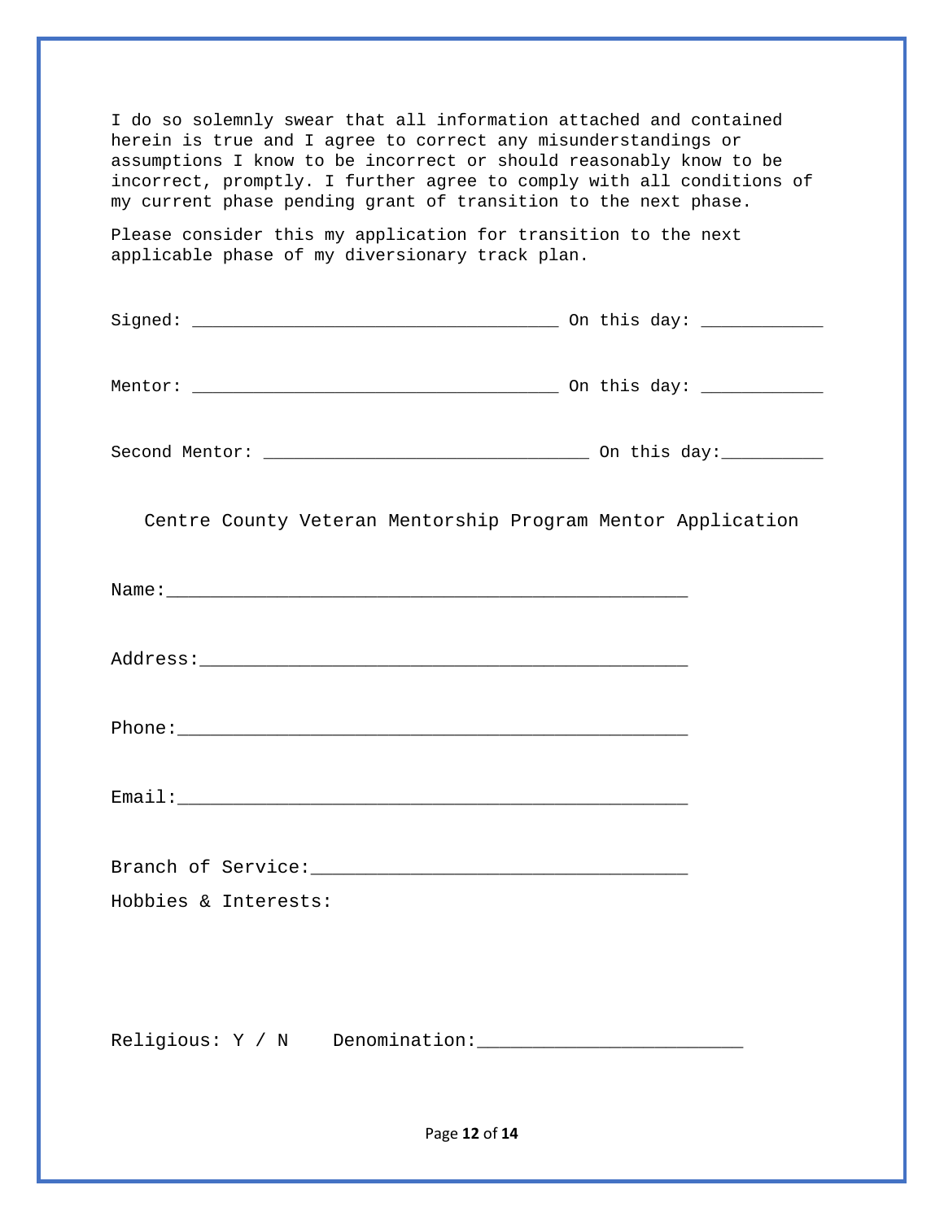I do so solemnly swear that all information attached and contained herein is true and I agree to correct any misunderstandings or assumptions I know to be incorrect or should reasonably know to be incorrect, promptly. I further agree to comply with all conditions of my current phase pending grant of transition to the next phase.

Please consider this my application for transition to the next applicable phase of my diversionary track plan.

Signed: ____________________________________ On this day: ____________

Mentor: ____________________________________ On this day: ____________

Second Mentor: ________________________________ On this day:__________

## Centre County Veteran Mentorship Program Mentor Application

Name:___________________________________________________

Address:_________________________________________________

Phone:__________________________________________________

Email:__________________________________________________

Branch of Service:_____________________________________

Hobbies & Interests:

Religious: Y / N    Denomination:__________________________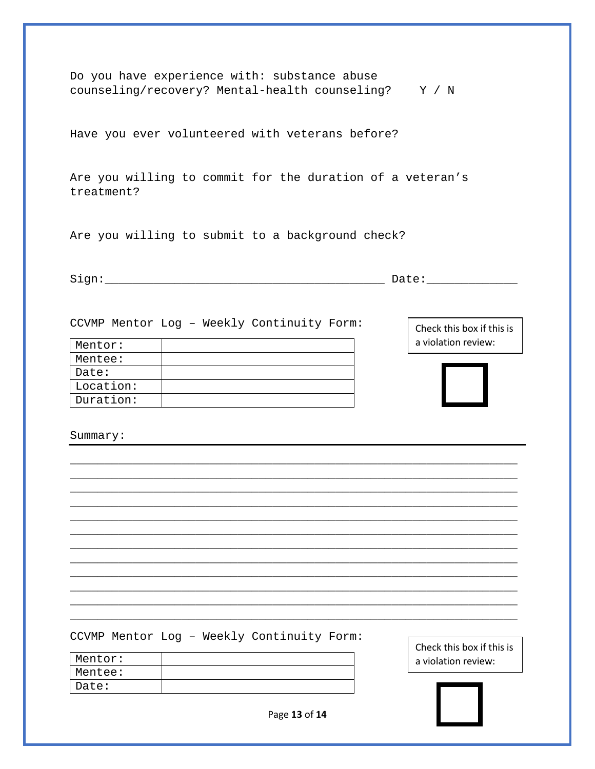Do you have experience with: substance abuse counseling/recovery? Mental-health counseling? Y / N

Have you ever volunteered with veterans before?

Are you willing to commit for the duration of a veteran's treatment?

Are you willing to submit to a background check?

Sign:________________________________________ Date:_____________

CCVMP Mentor Log – Weekly Continuity Form:

| Mentor: | |
|---|---|
| Mentee: | |
| Date: | |
| Location: | |
| Duration: | |

Check this box if this is a violation review: ☐

Summary:

_______________________________________________________________
_______________________________________________________________
_______________________________________________________________
_______________________________________________________________
_______________________________________________________________
_______________________________________________________________
_______________________________________________________________
_______________________________________________________________
_______________________________________________________________
_______________________________________________________________
_______________________________________________________________
_______________________________________________________________

CCVMP Mentor Log – Weekly Continuity Form:

| Mentor: | |
|---|---|
| Mentee: | |
| Date: | |

Check this box if this is a violation review: ☐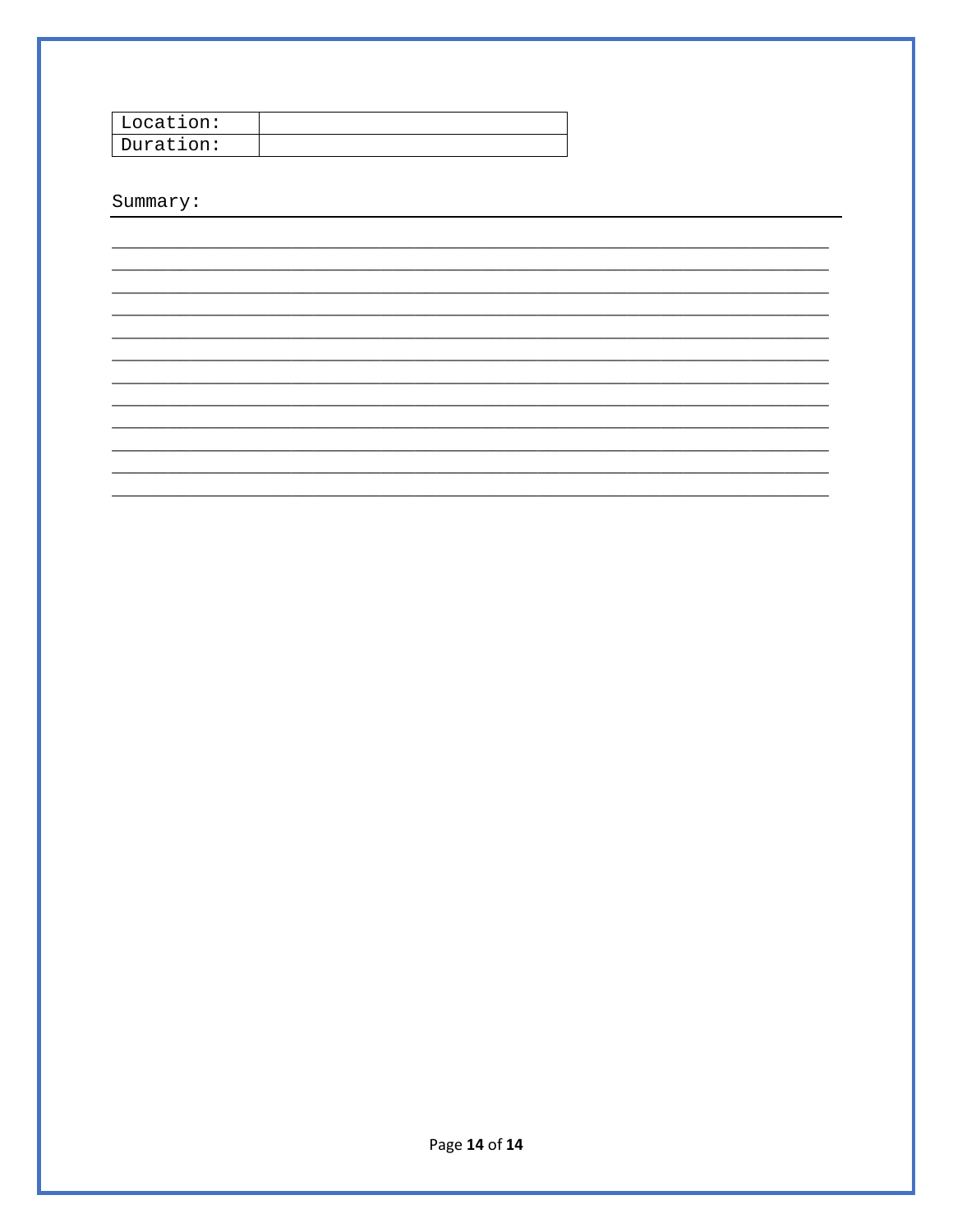| | |
|---|---|
| Location: | |
| Duration: | |

Summary:

___________________________________________________________________

___________________________________________________________________

___________________________________________________________________

___________________________________________________________________

___________________________________________________________________

___________________________________________________________________

___________________________________________________________________

___________________________________________________________________

___________________________________________________________________

___________________________________________________________________

___________________________________________________________________

___________________________________________________________________